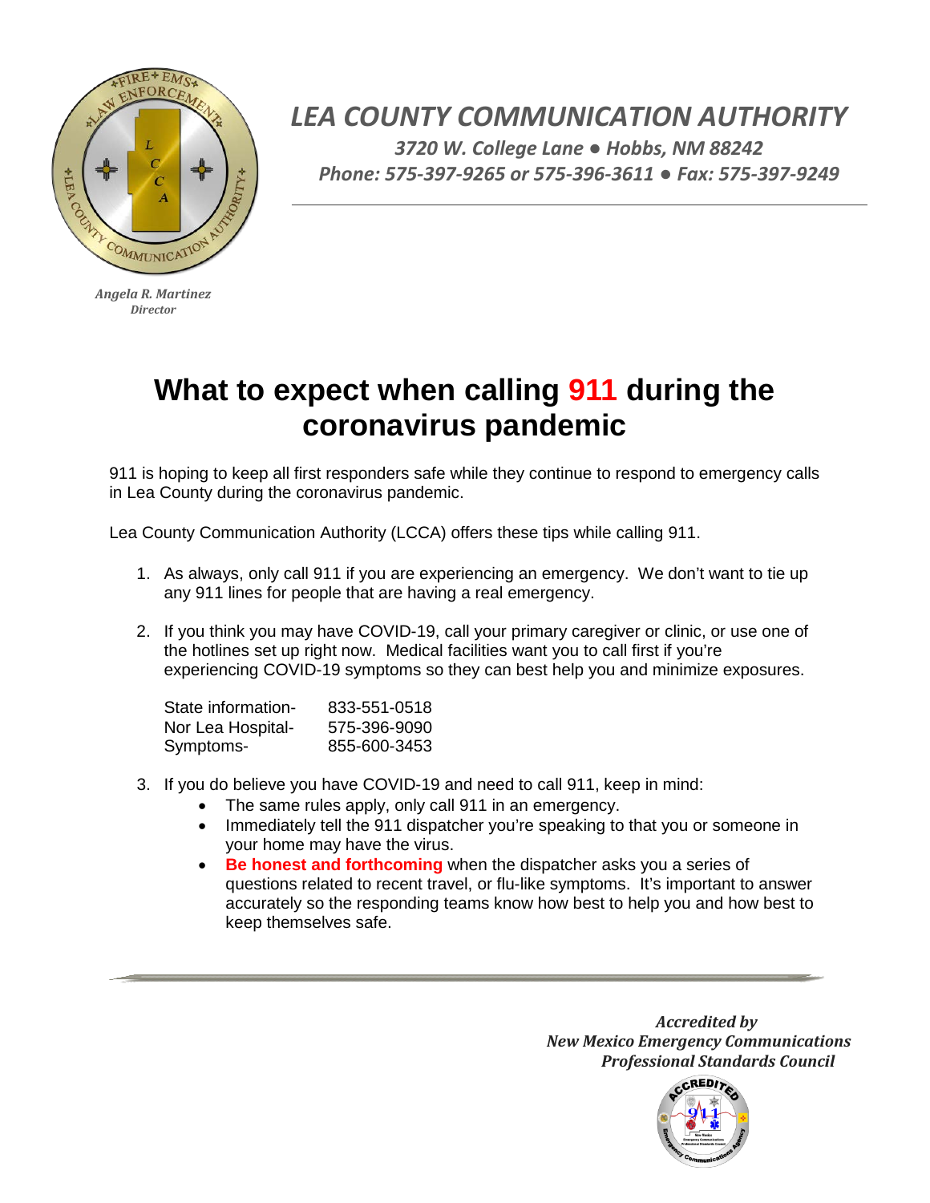*LEA COUNTY COMMUNICATION AUTHORITY*

*3720 W. College Lane ● Hobbs, NM 88242*
*Phone: 575-397-9265 or 575-396-3611 ● Fax: 575-397-9249*

*Angela R. Martinez*
*Director*

# What to expect when calling 911 during the coronavirus pandemic

911 is hoping to keep all first responders safe while they continue to respond to emergency calls in Lea County during the coronavirus pandemic.

Lea County Communication Authority (LCCA) offers these tips while calling 911.

1. As always, only call 911 if you are experiencing an emergency. We don't want to tie up any 911 lines for people that are having a real emergency.

2. If you think you may have COVID-19, call your primary caregiver or clinic, or use one of the hotlines set up right now. Medical facilities want you to call first if you're experiencing COVID-19 symptoms so they can best help you and minimize exposures.

   | | |
   |---|---|
   | State information- | 833-551-0518 |
   | Nor Lea Hospital- | 575-396-9090 |
   | Symptoms- | 855-600-3453 |

3. If you do believe you have COVID-19 and need to call 911, keep in mind:
   - The same rules apply, only call 911 in an emergency.
   - Immediately tell the 911 dispatcher you're speaking to that you or someone in your home may have the virus.
   - **Be honest and forthcoming** when the dispatcher asks you a series of questions related to recent travel, or flu-like symptoms. It's important to answer accurately so the responding teams know how best to help you and how best to keep themselves safe.

---

***Accredited by***
***New Mexico Emergency Communications Professional Standards Council***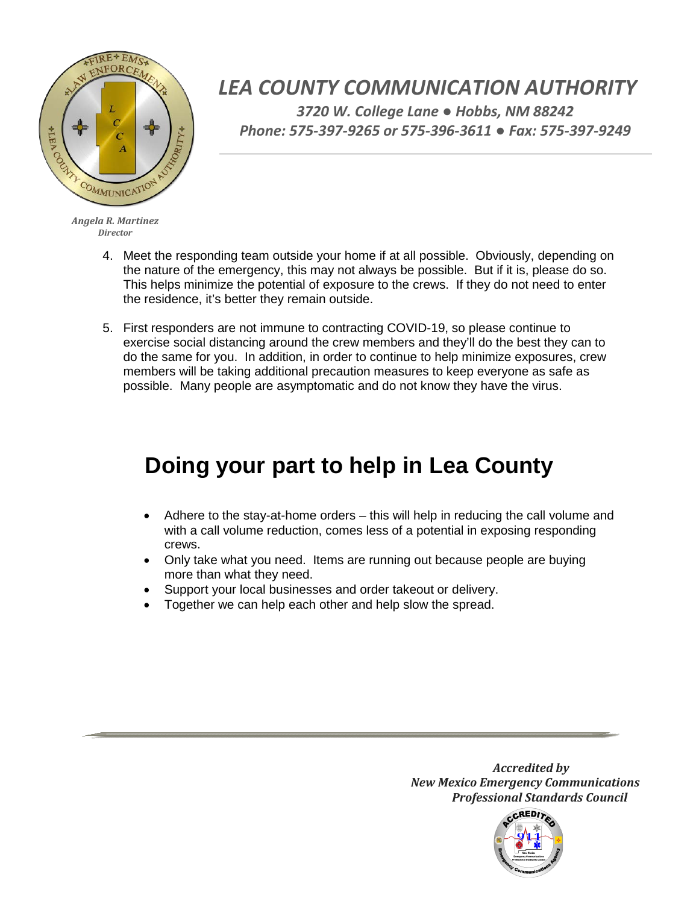# LEA COUNTY COMMUNICATION AUTHORITY

*3720 W. College Lane ● Hobbs, NM 88242*
*Phone: 575-397-9265 or 575-396-3611 ● Fax: 575-397-9249*

*Angela R. Martinez*
*Director*

4. Meet the responding team outside your home if at all possible. Obviously, depending on the nature of the emergency, this may not always be possible. But if it is, please do so. This helps minimize the potential of exposure to the crews. If they do not need to enter the residence, it's better they remain outside.

5. First responders are not immune to contracting COVID-19, so please continue to exercise social distancing around the crew members and they'll do the best they can to do the same for you. In addition, in order to continue to help minimize exposures, crew members will be taking additional precaution measures to keep everyone as safe as possible. Many people are asymptomatic and do not know they have the virus.

# Doing your part to help in Lea County

- Adhere to the stay-at-home orders – this will help in reducing the call volume and with a call volume reduction, comes less of a potential in exposing responding crews.
- Only take what you need. Items are running out because people are buying more than what they need.
- Support your local businesses and order takeout or delivery.
- Together we can help each other and help slow the spread.

*Accredited by*
*New Mexico Emergency Communications*
*Professional Standards Council*